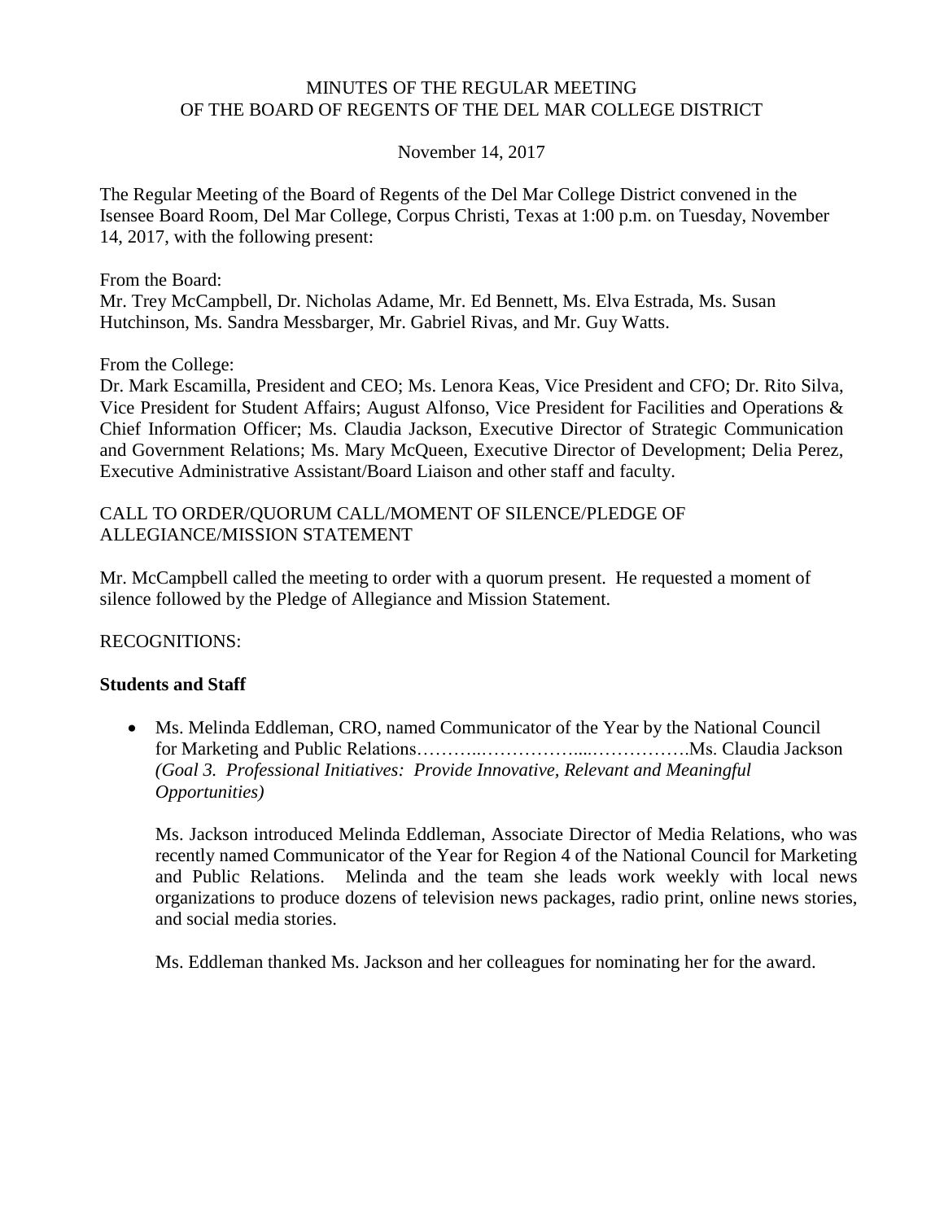# MINUTES OF THE REGULAR MEETING OF THE BOARD OF REGENTS OF THE DEL MAR COLLEGE DISTRICT

November 14, 2017

The Regular Meeting of the Board of Regents of the Del Mar College District convened in the Isensee Board Room, Del Mar College, Corpus Christi, Texas at 1:00 p.m. on Tuesday, November 14, 2017, with the following present:

From the Board:
Mr. Trey McCampbell, Dr. Nicholas Adame, Mr. Ed Bennett, Ms. Elva Estrada, Ms. Susan Hutchinson, Ms. Sandra Messbarger, Mr. Gabriel Rivas, and Mr. Guy Watts.

From the College:
Dr. Mark Escamilla, President and CEO; Ms. Lenora Keas, Vice President and CFO; Dr. Rito Silva, Vice President for Student Affairs; August Alfonso, Vice President for Facilities and Operations & Chief Information Officer; Ms. Claudia Jackson, Executive Director of Strategic Communication and Government Relations; Ms. Mary McQueen, Executive Director of Development; Delia Perez, Executive Administrative Assistant/Board Liaison and other staff and faculty.

CALL TO ORDER/QUORUM CALL/MOMENT OF SILENCE/PLEDGE OF ALLEGIANCE/MISSION STATEMENT

Mr. McCampbell called the meeting to order with a quorum present. He requested a moment of silence followed by the Pledge of Allegiance and Mission Statement.

RECOGNITIONS:

**Students and Staff**

- Ms. Melinda Eddleman, CRO, named Communicator of the Year by the National Council for Marketing and Public Relations………..……………...…………….Ms. Claudia Jackson *(Goal 3. Professional Initiatives: Provide Innovative, Relevant and Meaningful Opportunities)*

  Ms. Jackson introduced Melinda Eddleman, Associate Director of Media Relations, who was recently named Communicator of the Year for Region 4 of the National Council for Marketing and Public Relations. Melinda and the team she leads work weekly with local news organizations to produce dozens of television news packages, radio print, online news stories, and social media stories.

  Ms. Eddleman thanked Ms. Jackson and her colleagues for nominating her for the award.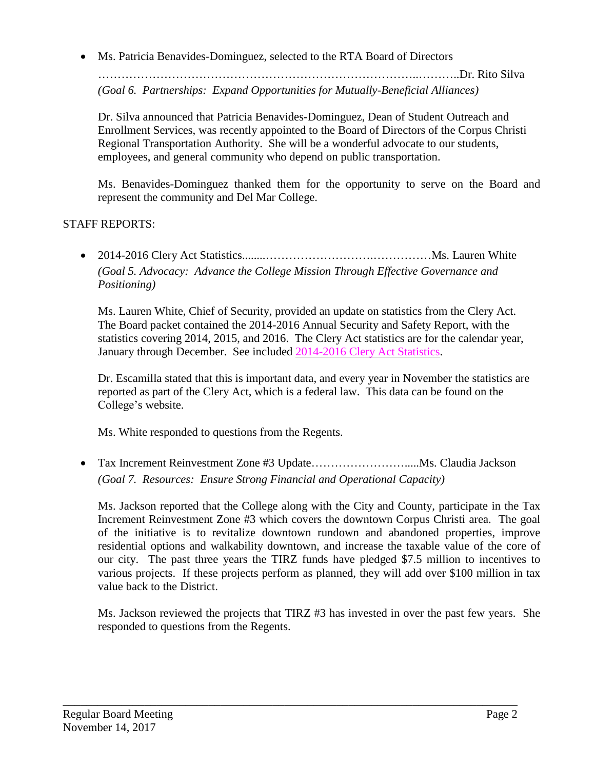- Ms. Patricia Benavides-Dominguez, selected to the RTA Board of Directors ………………………………………………………………………..………..Dr. Rito Silva
  *(Goal 6. Partnerships: Expand Opportunities for Mutually-Beneficial Alliances)*

  Dr. Silva announced that Patricia Benavides-Dominguez, Dean of Student Outreach and Enrollment Services, was recently appointed to the Board of Directors of the Corpus Christi Regional Transportation Authority. She will be a wonderful advocate to our students, employees, and general community who depend on public transportation.

  Ms. Benavides-Dominguez thanked them for the opportunity to serve on the Board and represent the community and Del Mar College.

STAFF REPORTS:

- 2014-2016 Clery Act Statistics........……………………….……………Ms. Lauren White
  *(Goal 5. Advocacy: Advance the College Mission Through Effective Governance and Positioning)*

  Ms. Lauren White, Chief of Security, provided an update on statistics from the Clery Act. The Board packet contained the 2014-2016 Annual Security and Safety Report, with the statistics covering 2014, 2015, and 2016. The Clery Act statistics are for the calendar year, January through December. See included 2014-2016 Clery Act Statistics.

  Dr. Escamilla stated that this is important data, and every year in November the statistics are reported as part of the Clery Act, which is a federal law. This data can be found on the College's website.

  Ms. White responded to questions from the Regents.

- Tax Increment Reinvestment Zone #3 Update……………………….....Ms. Claudia Jackson
  *(Goal 7. Resources: Ensure Strong Financial and Operational Capacity)*

  Ms. Jackson reported that the College along with the City and County, participate in the Tax Increment Reinvestment Zone #3 which covers the downtown Corpus Christi area. The goal of the initiative is to revitalize downtown rundown and abandoned properties, improve residential options and walkability downtown, and increase the taxable value of the core of our city. The past three years the TIRZ funds have pledged $7.5 million to incentives to various projects. If these projects perform as planned, they will add over $100 million in tax value back to the District.

  Ms. Jackson reviewed the projects that TIRZ #3 has invested in over the past few years. She responded to questions from the Regents.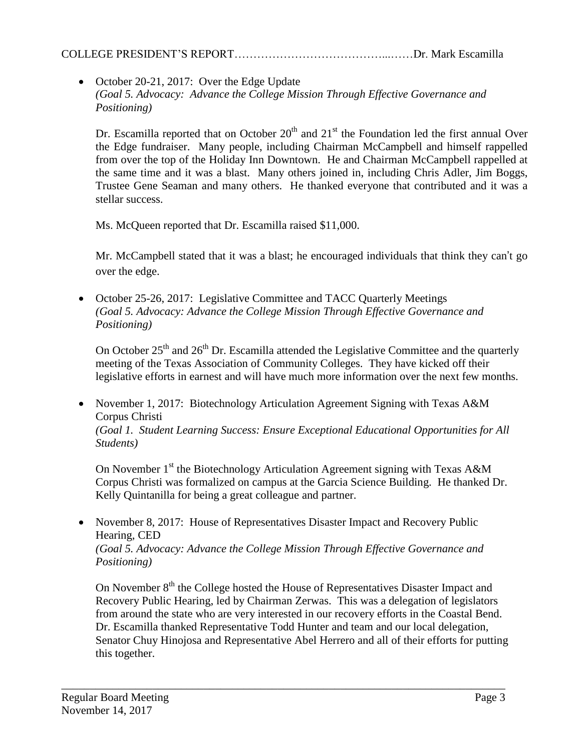COLLEGE PRESIDENT'S REPORT…………………………………...……Dr. Mark Escamilla

- October 20-21, 2017: Over the Edge Update
  *(Goal 5. Advocacy: Advance the College Mission Through Effective Governance and Positioning)*

  Dr. Escamilla reported that on October 20th and 21st the Foundation led the first annual Over the Edge fundraiser. Many people, including Chairman McCampbell and himself rappelled from over the top of the Holiday Inn Downtown. He and Chairman McCampbell rappelled at the same time and it was a blast. Many others joined in, including Chris Adler, Jim Boggs, Trustee Gene Seaman and many others. He thanked everyone that contributed and it was a stellar success.

  Ms. McQueen reported that Dr. Escamilla raised $11,000.

  Mr. McCampbell stated that it was a blast; he encouraged individuals that think they can't go over the edge.

- October 25-26, 2017: Legislative Committee and TACC Quarterly Meetings
  *(Goal 5. Advocacy: Advance the College Mission Through Effective Governance and Positioning)*

  On October 25th and 26th Dr. Escamilla attended the Legislative Committee and the quarterly meeting of the Texas Association of Community Colleges. They have kicked off their legislative efforts in earnest and will have much more information over the next few months.

- November 1, 2017: Biotechnology Articulation Agreement Signing with Texas A&M Corpus Christi
  *(Goal 1. Student Learning Success: Ensure Exceptional Educational Opportunities for All Students)*

  On November 1st the Biotechnology Articulation Agreement signing with Texas A&M Corpus Christi was formalized on campus at the Garcia Science Building. He thanked Dr. Kelly Quintanilla for being a great colleague and partner.

- November 8, 2017: House of Representatives Disaster Impact and Recovery Public Hearing, CED
  *(Goal 5. Advocacy: Advance the College Mission Through Effective Governance and Positioning)*

  On November 8th the College hosted the House of Representatives Disaster Impact and Recovery Public Hearing, led by Chairman Zerwas. This was a delegation of legislators from around the state who are very interested in our recovery efforts in the Coastal Bend. Dr. Escamilla thanked Representative Todd Hunter and team and our local delegation, Senator Chuy Hinojosa and Representative Abel Herrero and all of their efforts for putting this together.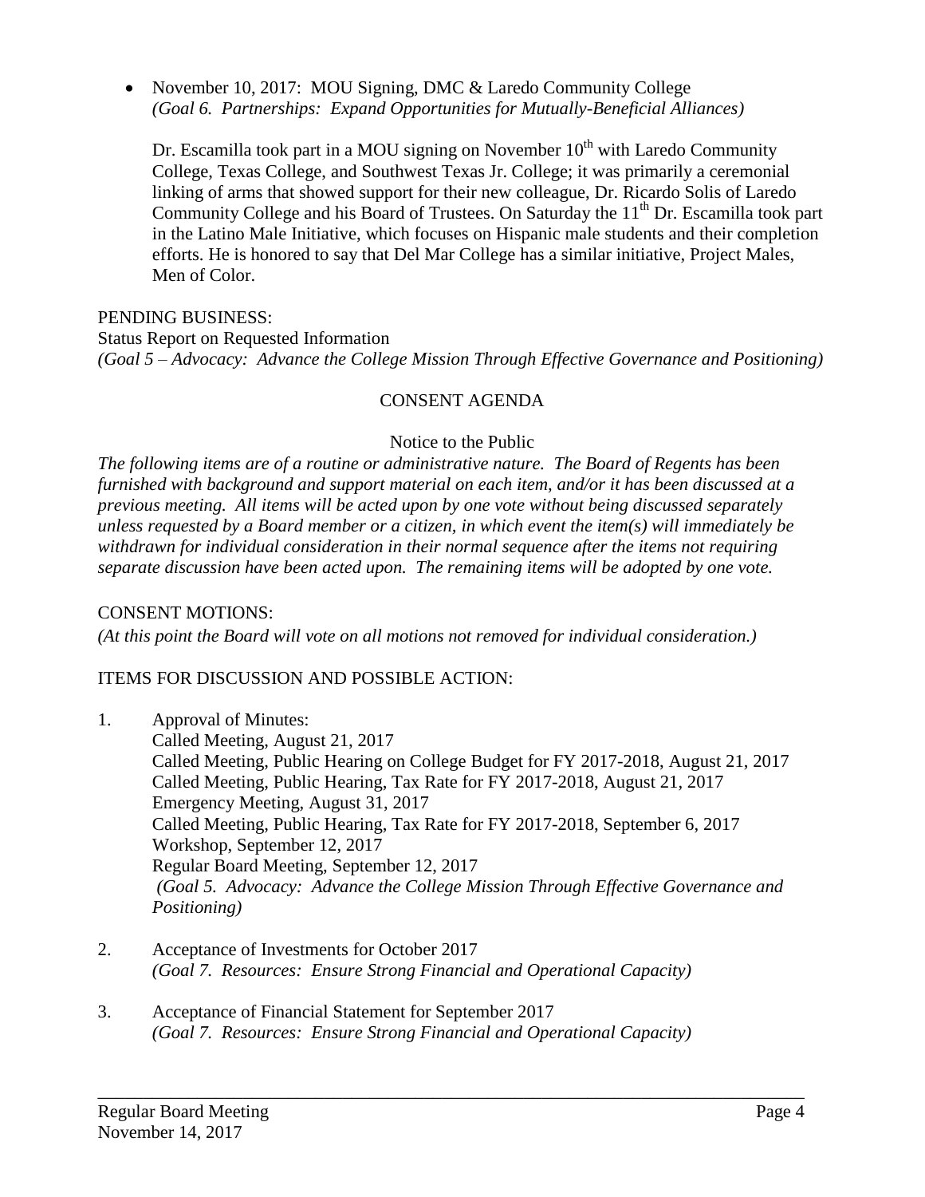- November 10, 2017: MOU Signing, DMC & Laredo Community College
  *(Goal 6. Partnerships: Expand Opportunities for Mutually-Beneficial Alliances)*

  Dr. Escamilla took part in a MOU signing on November 10th with Laredo Community College, Texas College, and Southwest Texas Jr. College; it was primarily a ceremonial linking of arms that showed support for their new colleague, Dr. Ricardo Solis of Laredo Community College and his Board of Trustees. On Saturday the 11th Dr. Escamilla took part in the Latino Male Initiative, which focuses on Hispanic male students and their completion efforts. He is honored to say that Del Mar College has a similar initiative, Project Males, Men of Color.

PENDING BUSINESS:
Status Report on Requested Information
*(Goal 5 – Advocacy: Advance the College Mission Through Effective Governance and Positioning)*

## CONSENT AGENDA

Notice to the Public

*The following items are of a routine or administrative nature. The Board of Regents has been furnished with background and support material on each item, and/or it has been discussed at a previous meeting. All items will be acted upon by one vote without being discussed separately unless requested by a Board member or a citizen, in which event the item(s) will immediately be withdrawn for individual consideration in their normal sequence after the items not requiring separate discussion have been acted upon. The remaining items will be adopted by one vote.*

CONSENT MOTIONS:
*(At this point the Board will vote on all motions not removed for individual consideration.)*

ITEMS FOR DISCUSSION AND POSSIBLE ACTION:

1. Approval of Minutes:
   Called Meeting, August 21, 2017
   Called Meeting, Public Hearing on College Budget for FY 2017-2018, August 21, 2017
   Called Meeting, Public Hearing, Tax Rate for FY 2017-2018, August 21, 2017
   Emergency Meeting, August 31, 2017
   Called Meeting, Public Hearing, Tax Rate for FY 2017-2018, September 6, 2017
   Workshop, September 12, 2017
   Regular Board Meeting, September 12, 2017
   *(Goal 5. Advocacy: Advance the College Mission Through Effective Governance and Positioning)*

2. Acceptance of Investments for October 2017
   *(Goal 7. Resources: Ensure Strong Financial and Operational Capacity)*

3. Acceptance of Financial Statement for September 2017
   *(Goal 7. Resources: Ensure Strong Financial and Operational Capacity)*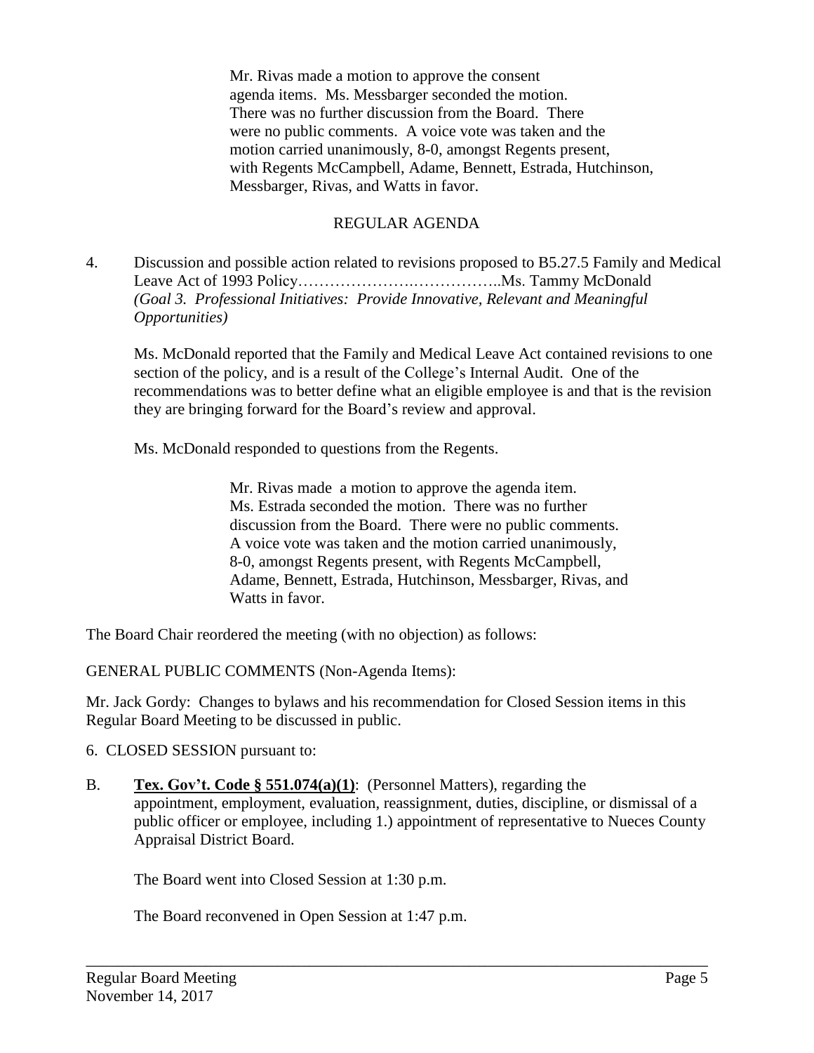Mr. Rivas made a motion to approve the consent agenda items. Ms. Messbarger seconded the motion. There was no further discussion from the Board. There were no public comments. A voice vote was taken and the motion carried unanimously, 8-0, amongst Regents present, with Regents McCampbell, Adame, Bennett, Estrada, Hutchinson, Messbarger, Rivas, and Watts in favor.

## REGULAR AGENDA

4. Discussion and possible action related to revisions proposed to B5.27.5 Family and Medical Leave Act of 1993 Policy………………….……………..Ms. Tammy McDonald
*(Goal 3. Professional Initiatives: Provide Innovative, Relevant and Meaningful Opportunities)*

   Ms. McDonald reported that the Family and Medical Leave Act contained revisions to one section of the policy, and is a result of the College's Internal Audit. One of the recommendations was to better define what an eligible employee is and that is the revision they are bringing forward for the Board's review and approval.

   Ms. McDonald responded to questions from the Regents.

   Mr. Rivas made a motion to approve the agenda item. Ms. Estrada seconded the motion. There was no further discussion from the Board. There were no public comments. A voice vote was taken and the motion carried unanimously, 8-0, amongst Regents present, with Regents McCampbell, Adame, Bennett, Estrada, Hutchinson, Messbarger, Rivas, and Watts in favor.

The Board Chair reordered the meeting (with no objection) as follows:

GENERAL PUBLIC COMMENTS (Non-Agenda Items):

Mr. Jack Gordy: Changes to bylaws and his recommendation for Closed Session items in this Regular Board Meeting to be discussed in public.

6. CLOSED SESSION pursuant to:

B. **Tex. Gov't. Code § 551.074(a)(1)**: (Personnel Matters), regarding the appointment, employment, evaluation, reassignment, duties, discipline, or dismissal of a public officer or employee, including 1.) appointment of representative to Nueces County Appraisal District Board.

   The Board went into Closed Session at 1:30 p.m.

   The Board reconvened in Open Session at 1:47 p.m.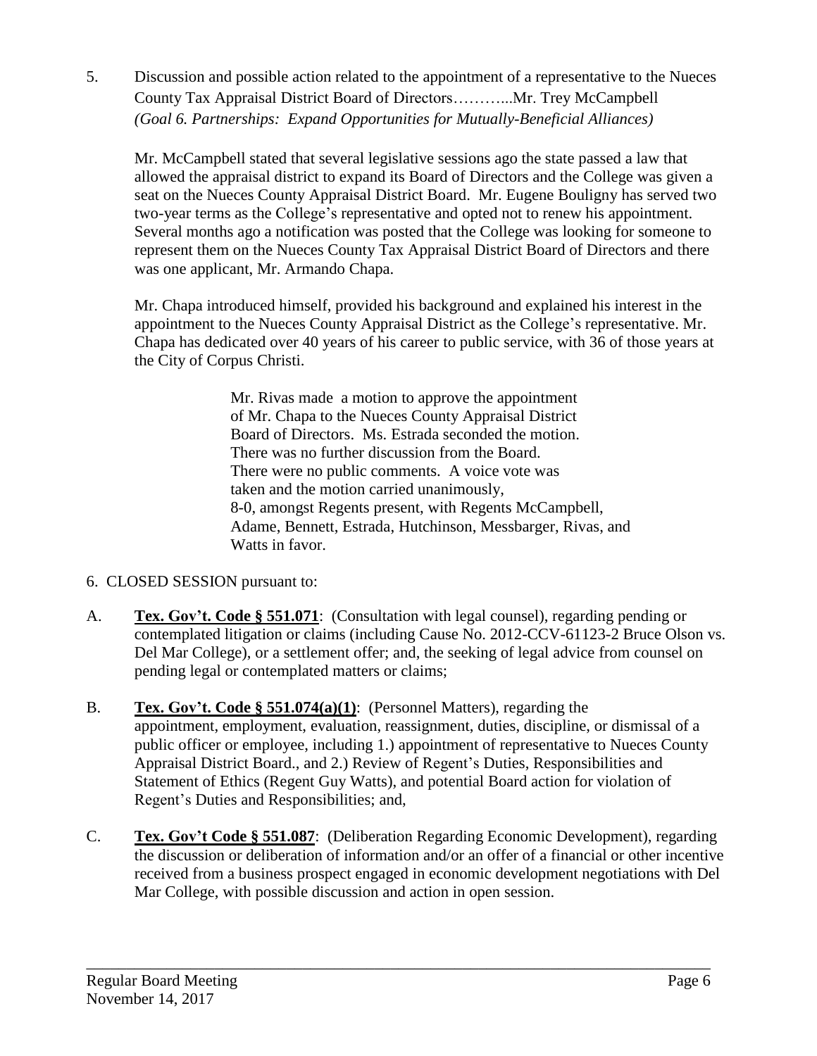5. Discussion and possible action related to the appointment of a representative to the Nueces County Tax Appraisal District Board of Directors………...Mr. Trey McCampbell *(Goal 6. Partnerships: Expand Opportunities for Mutually-Beneficial Alliances)*

Mr. McCampbell stated that several legislative sessions ago the state passed a law that allowed the appraisal district to expand its Board of Directors and the College was given a seat on the Nueces County Appraisal District Board. Mr. Eugene Bouligny has served two two-year terms as the College's representative and opted not to renew his appointment. Several months ago a notification was posted that the College was looking for someone to represent them on the Nueces County Tax Appraisal District Board of Directors and there was one applicant, Mr. Armando Chapa.

Mr. Chapa introduced himself, provided his background and explained his interest in the appointment to the Nueces County Appraisal District as the College's representative. Mr. Chapa has dedicated over 40 years of his career to public service, with 36 of those years at the City of Corpus Christi.

> Mr. Rivas made a motion to approve the appointment of Mr. Chapa to the Nueces County Appraisal District Board of Directors. Ms. Estrada seconded the motion. There was no further discussion from the Board. There were no public comments. A voice vote was taken and the motion carried unanimously, 8-0, amongst Regents present, with Regents McCampbell, Adame, Bennett, Estrada, Hutchinson, Messbarger, Rivas, and Watts in favor.

6. CLOSED SESSION pursuant to:

A. **Tex. Gov't. Code § 551.071**: (Consultation with legal counsel), regarding pending or contemplated litigation or claims (including Cause No. 2012-CCV-61123-2 Bruce Olson vs. Del Mar College), or a settlement offer; and, the seeking of legal advice from counsel on pending legal or contemplated matters or claims;

B. **Tex. Gov't. Code § 551.074(a)(1)**: (Personnel Matters), regarding the appointment, employment, evaluation, reassignment, duties, discipline, or dismissal of a public officer or employee, including 1.) appointment of representative to Nueces County Appraisal District Board., and 2.) Review of Regent's Duties, Responsibilities and Statement of Ethics (Regent Guy Watts), and potential Board action for violation of Regent's Duties and Responsibilities; and,

C. **Tex. Gov't Code § 551.087**: (Deliberation Regarding Economic Development), regarding the discussion or deliberation of information and/or an offer of a financial or other incentive received from a business prospect engaged in economic development negotiations with Del Mar College, with possible discussion and action in open session.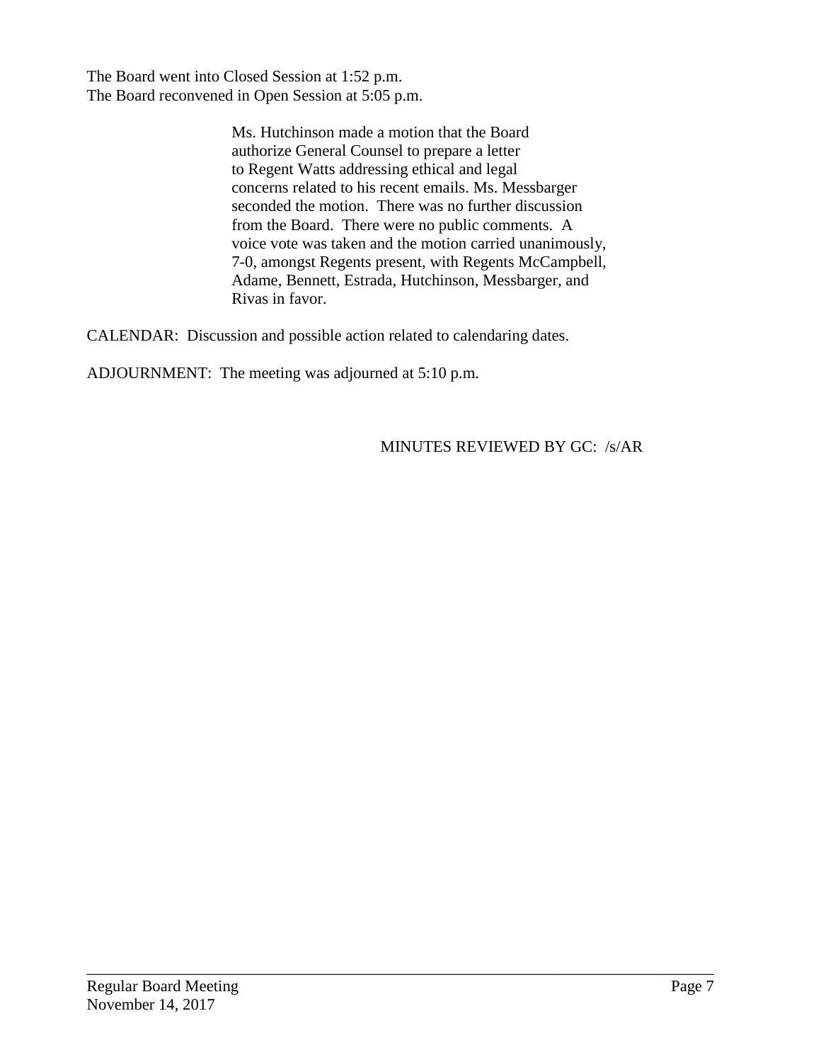The Board went into Closed Session at 1:52 p.m.
The Board reconvened in Open Session at 5:05 p.m.

> Ms. Hutchinson made a motion that the Board authorize General Counsel to prepare a letter to Regent Watts addressing ethical and legal concerns related to his recent emails. Ms. Messbarger seconded the motion. There was no further discussion from the Board. There were no public comments. A voice vote was taken and the motion carried unanimously, 7-0, amongst Regents present, with Regents McCampbell, Adame, Bennett, Estrada, Hutchinson, Messbarger, and Rivas in favor.

CALENDAR: Discussion and possible action related to calendaring dates.

ADJOURNMENT: The meeting was adjourned at 5:10 p.m.

MINUTES REVIEWED BY GC: /s/AR